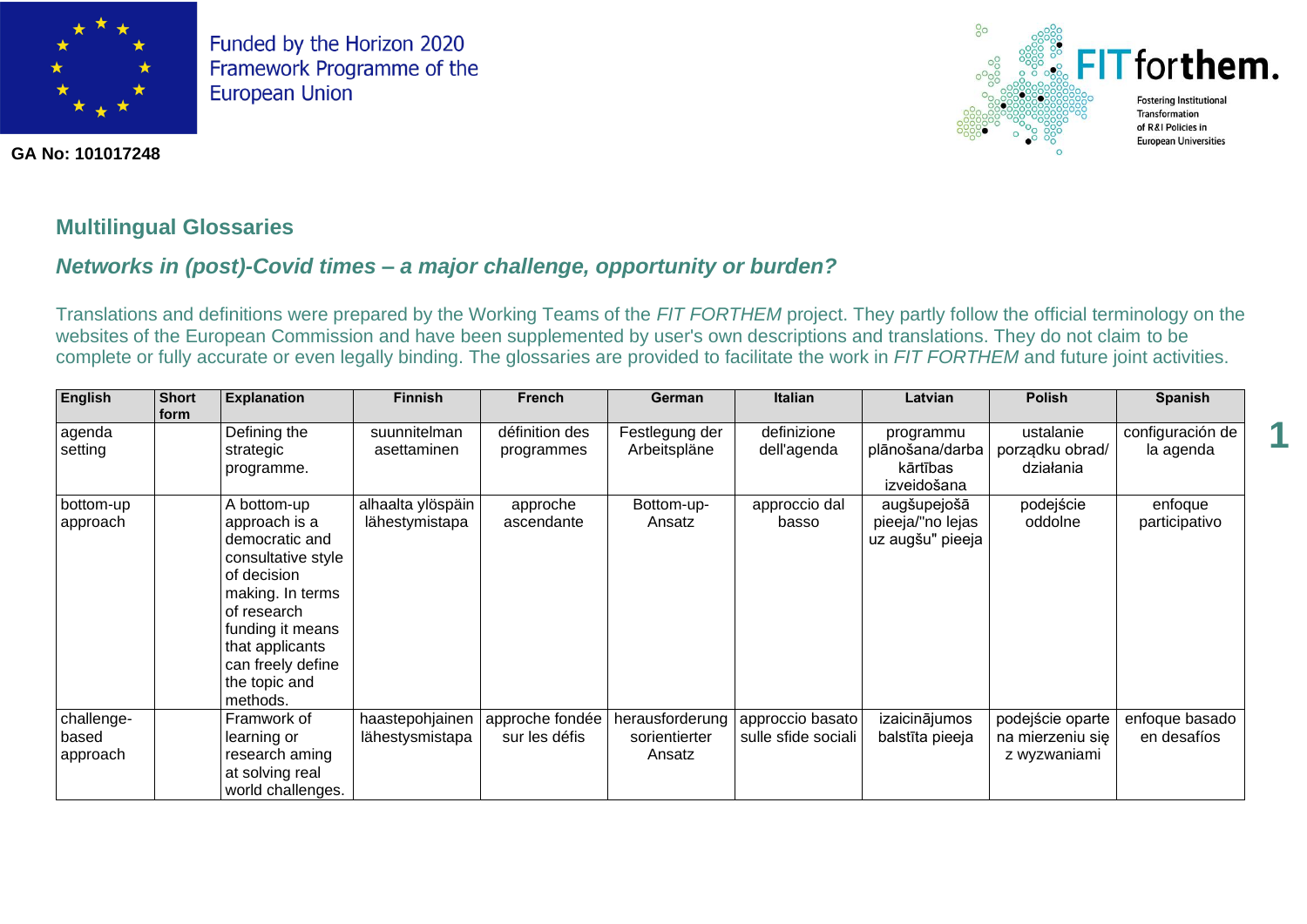Funded by the Horizon 2020 Framework Programme of the European Union

**GA No: 101017248**

FIT forthem. Fostering Institutional Transformation of R&I Policies in European Universities

## Multilingual Glossaries

### *Networks in (post)-Covid times – a major challenge, opportunity or burden?*

Translations and definitions were prepared by the Working Teams of the *FIT FORTHEM* project. They partly follow the official terminology on the websites of the European Commission and have been supplemented by user's own descriptions and translations. They do not claim to be complete or fully accurate or even legally binding. The glossaries are provided to facilitate the work in *FIT FORTHEM* and future joint activities.

| English | Short form | Explanation | Finnish | French | German | Italian | Latvian | Polish | Spanish |
|---|---|---|---|---|---|---|---|---|---|
| agenda setting | | Defining the strategic programme. | suunnitelman asettaminen | définition des programmes | Festlegung der Arbeitspläne | definizione dell'agenda | programmu plānošana/darba kārtības izveidošana | ustalanie porządku obrad/ działania | configuración de la agenda |
| bottom-up approach | | A bottom-up approach is a democratic and consultative style of decision making. In terms of research funding it means that applicants can freely define the topic and methods. | alhaalta ylöspäin lähestymistapa | approche ascendante | Bottom-up-Ansatz | approccio dal basso | augšupejošā pieeja/"no lejas uz augšu" pieeja | podejście oddolne | enfoque participativo |
| challenge-based approach | | Framwork of learning or research aming at solving real world challenges. | haastepohjainen lähestymistapa | approche fondée sur les défis | herausforderung sorientierter Ansatz | approccio basato sulle sfide sociali | izaicinājumos balstīta pieeja | podejście oparte na mierzeniu się z wyzwaniami | enfoque basado en desafíos |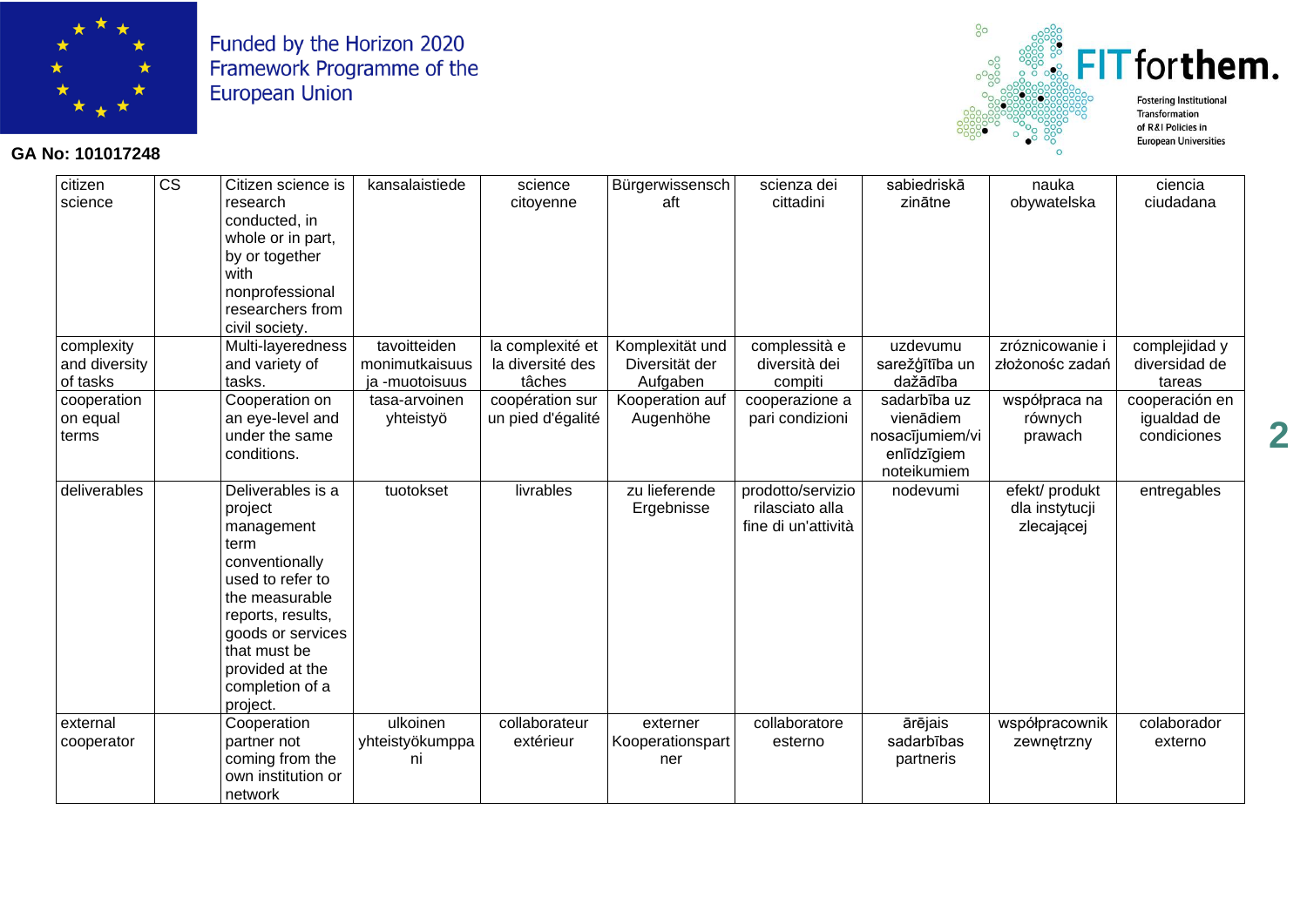| | | | | | | | | | |
|---|---|---|---|---|---|---|---|---|---|
| citizen science | CS | Citizen science is research conducted, in whole or in part, by or together with nonprofessional researchers from civil society. | kansalaistiede | science citoyenne | Bürgerwissenschaft | scienza dei cittadini | sabiedriskā zinātne | nauka obywatelska | ciencia ciudadana |
| complexity and diversity of tasks | | Multi-layeredness and variety of tasks. | tavoitteiden monimutkaisuus ja -muotoisuus | la complexité et la diversité des tâches | Komplexität und Diversität der Aufgaben | complessità e diversità dei compiti | uzdevumu sarežģītība un dažādība | zróznicowanie i złożonośc zadań | complejidad y diversidad de tareas |
| cooperation on equal terms | | Cooperation on an eye-level and under the same conditions. | tasa-arvoinen yhteistyö | coopération sur un pied d'égalité | Kooperation auf Augenhöhe | cooperazione a pari condizioni | sadarbība uz vienādiem nosacījumiem/vienlīdzīgiem noteikumiem | współpraca na równych prawach | cooperación en igualdad de condiciones |
| deliverables | | Deliverables is a project management term conventionally used to refer to the measurable reports, results, goods or services that must be provided at the completion of a project. | tuotokset | livrables | zu liefernde Ergebnisse | prodotto/servizio rilasciato alla fine di un'attività | nodevumi | efekt/ produkt dla instytucji zlecającej | entregables |
| external cooperator | | Cooperation partner not coming from the own institution or network | ulkoinen yhteistyökumppani | collaborateur extérieur | externer Kooperationspartner | collaboratore esterno | ārējais sadarbības partneris | współpracownik zewnętrzny | colaborador externo |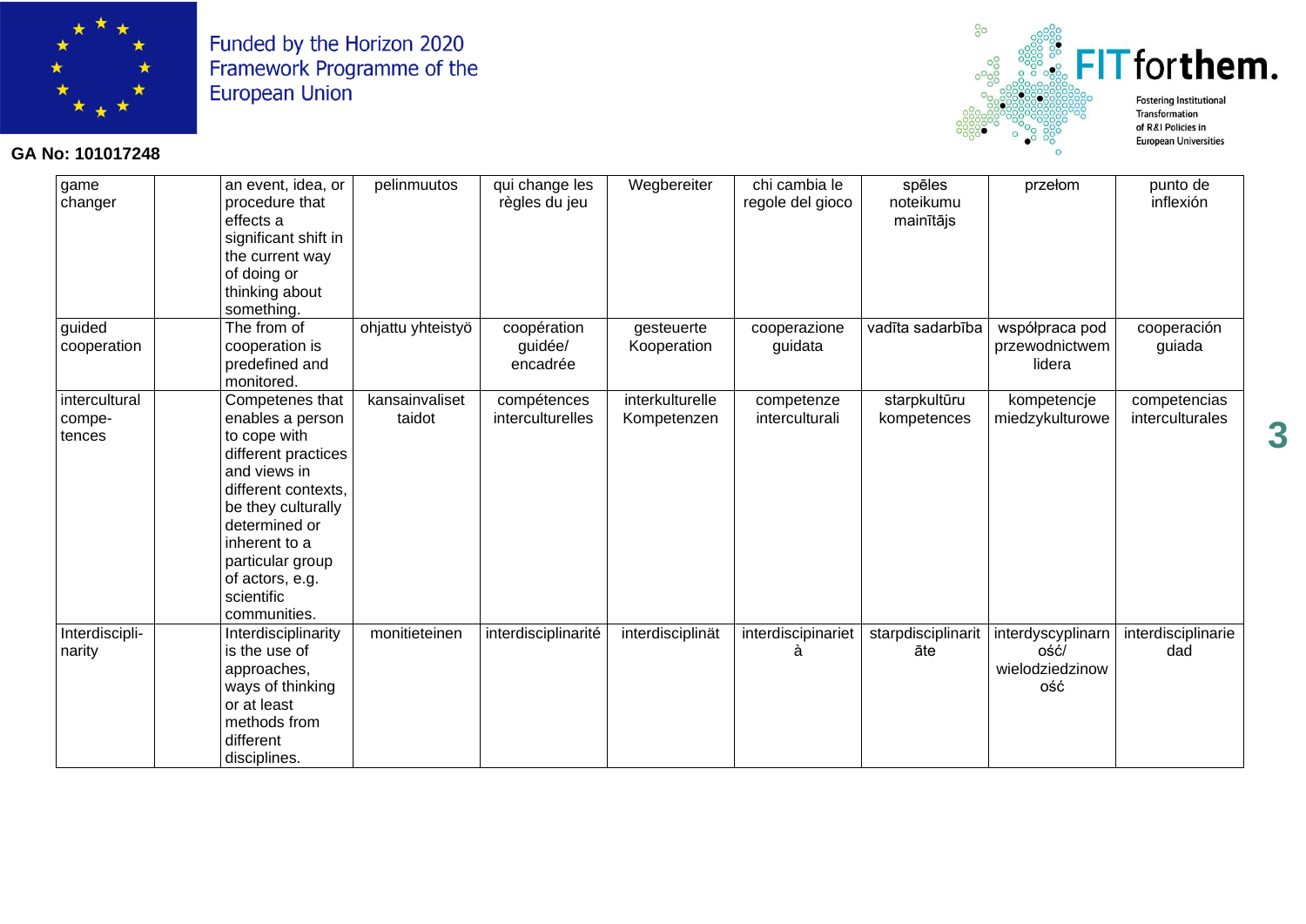| | | | | | | | | | |
|---|---|---|---|---|---|---|---|---|---|
| game changer | | an event, idea, or procedure that effects a significant shift in the current way of doing or thinking about something. | pelinmuutos | qui change les règles du jeu | Wegbereiter | chi cambia le regole del gioco | spēles noteikumu mainītājs | przełom | punto de inflexión |
| guided cooperation | | The from of cooperation is predefined and monitored. | ohjattu yhteistyö | coopération guidée/ encadrée | gesteuerte Kooperation | cooperazione guidata | vadīta sadarbība | współpraca pod przewodnictwem lidera | cooperación guiada |
| intercultural compe-tences | | Competenes that enables a person to cope with different practices and views in different contexts, be they culturally determined or inherent to a particular group of actors, e.g. scientific communities. | kansainvaliset taidot | compétences interculturelles | interkulturelle Kompetenzen | competenze interculturali | starpkultūru kompetences | kompetencje miedzykulturowe | competencias interculturales |
| Interdiscipli-narity | | Interdisciplinarity is the use of approaches, ways of thinking or at least methods from different disciplines. | monitieteinen | interdisciplinarité | interdisciplinät | interdiscipinarietà | starpdisciplinaritāte | interdyscyplinarność/ wielodziedzinowość | interdisciplinariedad |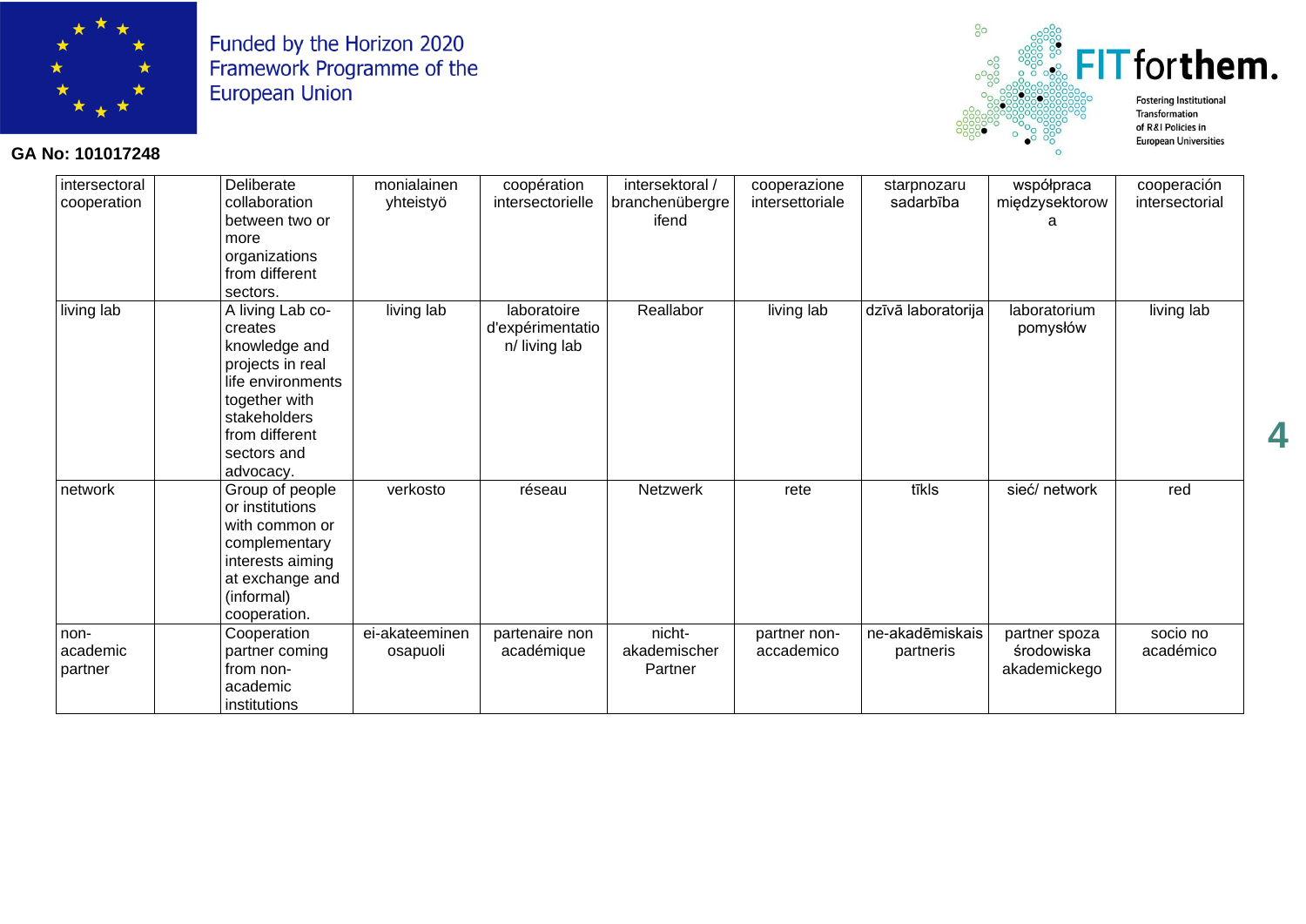| | | | | | | | | | |
|---|---|---|---|---|---|---|---|---|---|
| intersectoral cooperation | | Deliberate collaboration between two or more organizations from different sectors. | monialainen yhteistyö | coopération intersectorielle | intersektoral / branchenübergreifend | cooperazione intersettoriale | starpnozaru sadarbība | współpraca międzysektorowa | cooperación intersectorial |
| living lab | | A living Lab co-creates knowledge and projects in real life environments together with stakeholders from different sectors and advocacy. | living lab | laboratoire d'expérimentation/ living lab | Reallabor | living lab | dzīvā laboratorija | laboratorium pomysłów | living lab |
| network | | Group of people or institutions with common or complementary interests aiming at exchange and (informal) cooperation. | verkosto | réseau | Netzwerk | rete | tīkls | sieć/ network | red |
| non-academic partner | | Cooperation partner coming from non-academic institutions | ei-akateeminen osapuoli | partenaire non académique | nicht-akademischer Partner | partner non-accademico | ne-akadēmiskais partneris | partner spoza środowiska akademickego | socio no académico |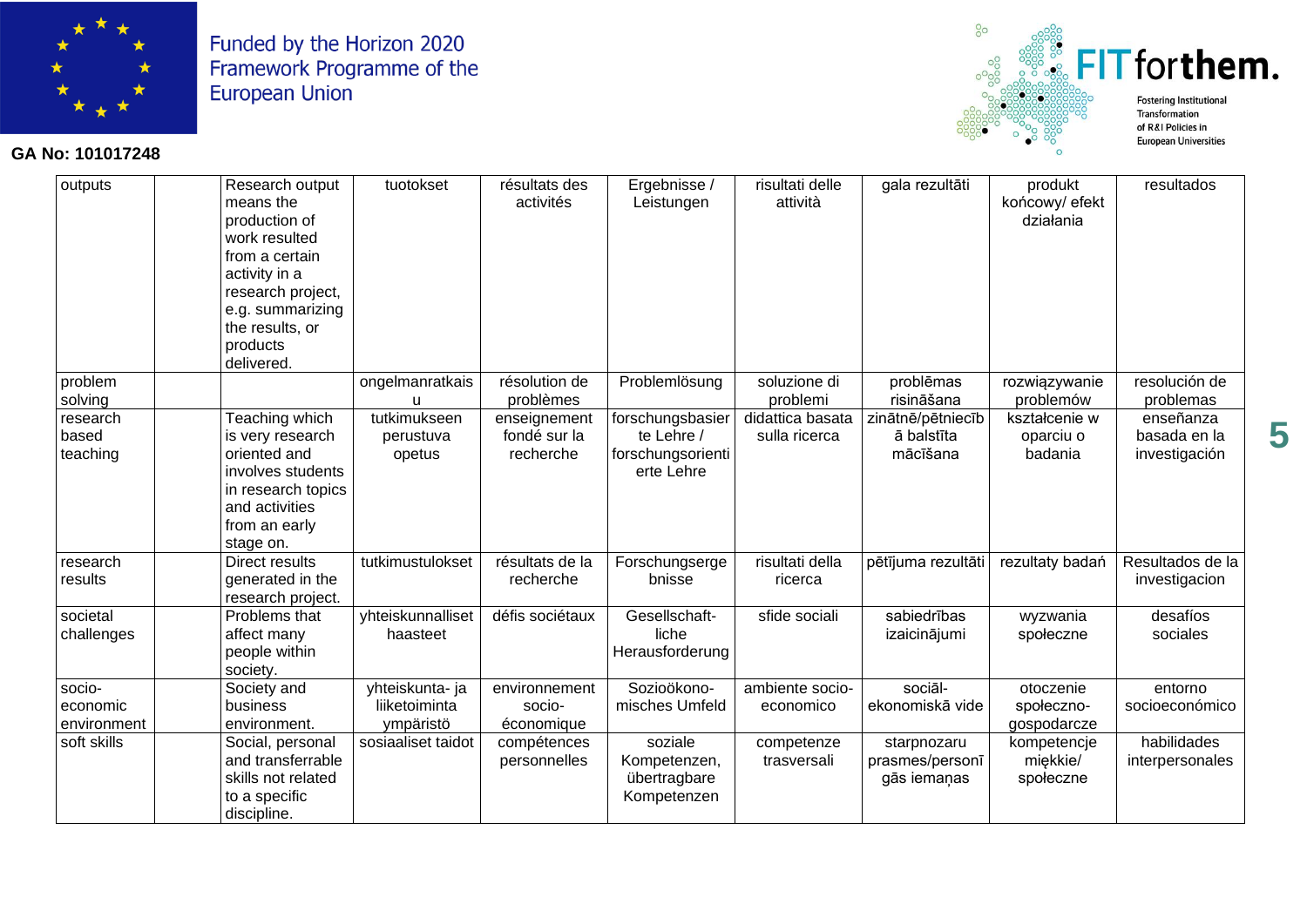| | | | | | | | | | |
|---|---|---|---|---|---|---|---|---|---|
| outputs | | Research output means the production of work resulted from a certain activity in a research project, e.g. summarizing the results, or products delivered. | tuotokset | résultats des activités | Ergebnisse / Leistungen | risultati delle attività | gala rezultāti | produkt końcowy/ efekt działania | resultados |
| problem solving | | | ongelmanratkaisu | résolution de problèmes | Problemlösung | soluzione di problemi | problēmas risināšana | rozwiązywanie problemów | resolución de problemas |
| research based teaching | | Teaching which is very research oriented and involves students in research topics and activities from an early stage on. | tutkimukseen perustuva opetus | enseignement fondé sur la recherche | forschungsbasierte Lehre / forschungsorientierte Lehre | didattica basata sulla ricerca | zinātnē/pētniecībā balstīta mācīšana | kształcenie w oparciu o badania | enseñanza basada en la investigación |
| research results | | Direct results generated in the research project. | tutkimustulokset | résultats de la recherche | Forschungsergebnisse | risultati della ricerca | pētījuma rezultāti | rezultaty badań | Resultados de la investigacion |
| societal challenges | | Problems that affect many people within society. | yhteiskunnalliset haasteet | défis sociétaux | Gesellschaft-liche Herausforderung | sfide sociali | sabiedrības izaicinājumi | wyzwania społeczne | desafíos sociales |
| socio-economic environment | | Society and business environment. | yhteiskunta- ja liiketoiminta ympäristö | environnement socio-économique | Sozioökono-misches Umfeld | ambiente socio-economico | sociāl-ekonomiskā vide | otoczenie społeczno-gospodarcze | entorno socioeconómico |
| soft skills | | Social, personal and transferrable skills not related to a specific discipline. | sosiaaliset taidot | compétences personnelles | soziale Kompetenzen, übertragbare Kompetenzen | competenze trasversali | starpnozaru prasmes/personīgās iemaņas | kompetencje miękkie/ społeczne | habilidades interpersonales |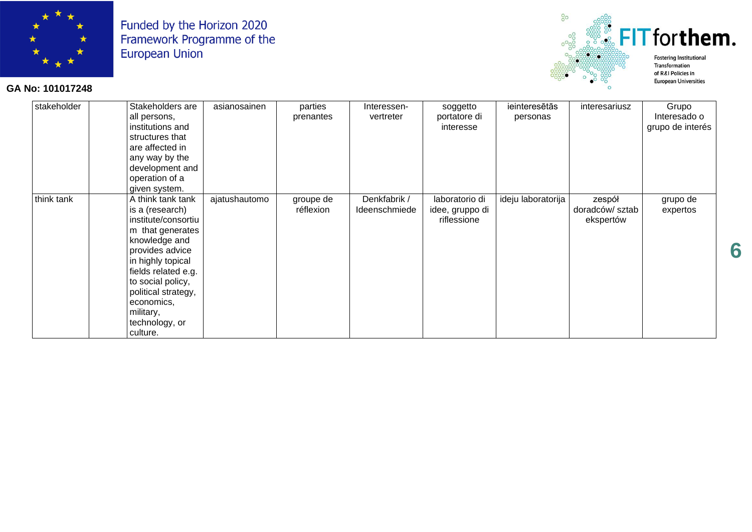| | | | | | | | | | |
|---|---|---|---|---|---|---|---|---|---|
| stakeholder | | Stakeholders are all persons, institutions and structures that are affected in any way by the development and operation of a given system. | asianosainen | parties prenantes | Interessen-vertreter | soggetto portatore di interesse | ieinteresētās personas | interesariusz | Grupo Interesado o grupo de interés |
| think tank | | A think tank tank is a (research) institute/consortium that generates knowledge and provides advice in highly topical fields related e.g. to social policy, political strategy, economics, military, technology, or culture. | ajatushautomo | groupe de réflexion | Denkfabrik / Ideenschmiede | laboratorio di idee, gruppo di riflessione | ideju laboratorija | zespół doradców/ sztab ekspertów | grupo de expertos |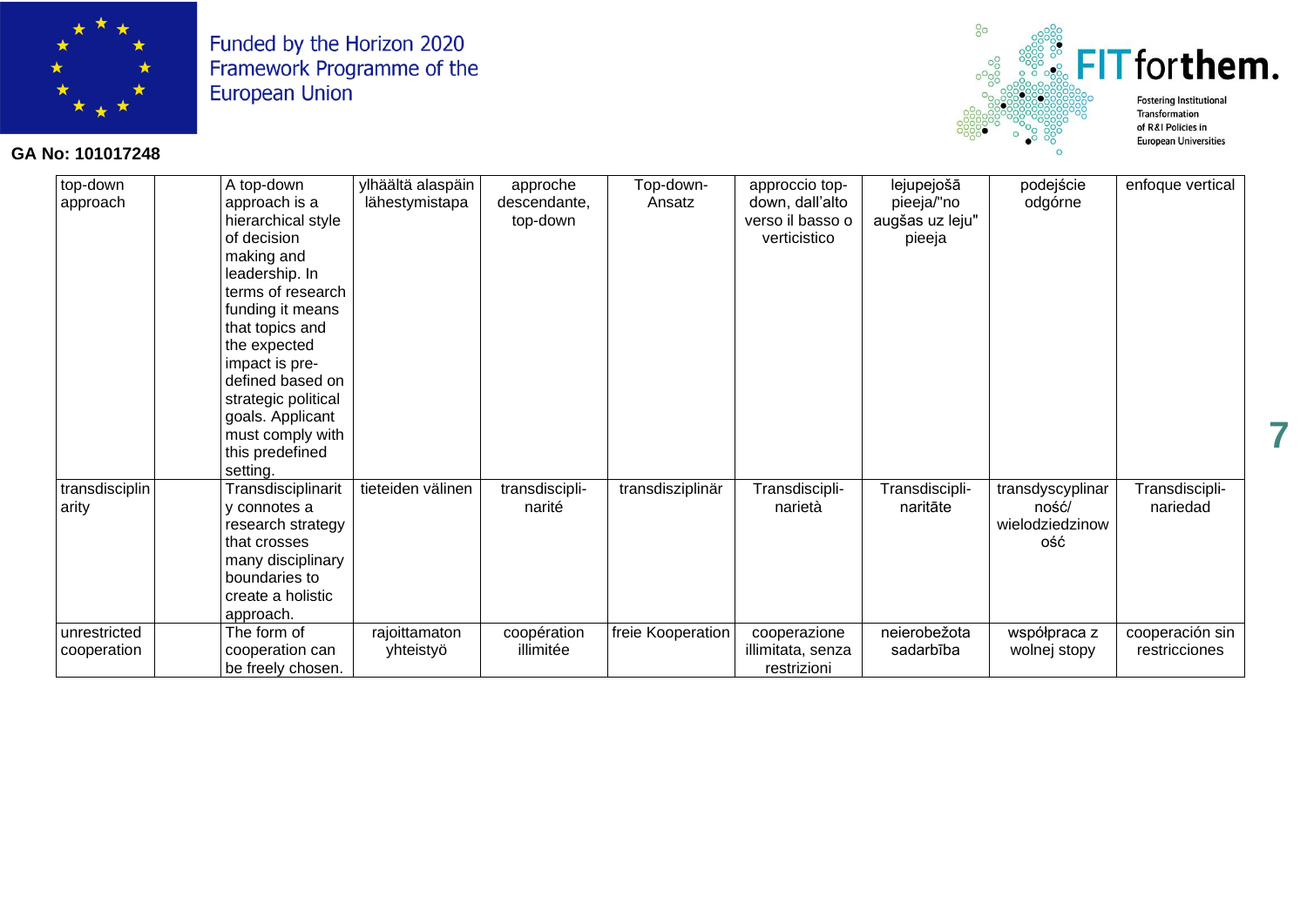| | | | | | | | | | |
|---|---|---|---|---|---|---|---|---|---|
| top-down approach | | A top-down approach is a hierarchical style of decision making and leadership. In terms of research funding it means that topics and the expected impact is pre-defined based on strategic political goals. Applicant must comply with this predefined setting. | ylhäältä alaspäin lähestymistapa | approche descendante, top-down | Top-down-Ansatz | approccio top-down, dall'alto verso il basso o verticistico | lejupejošā pieeja/"no augšas uz leju" pieeja | podejście odgórne | enfoque vertical |
| transdisciplinarity | | Transdisciplinarity connotes a research strategy that crosses many disciplinary boundaries to create a holistic approach. | tieteiden välinen | transdiscipli-narité | transdisziplinär | Transdiscipli-narietà | Transdiscipli-naritāte | transdyscyplinarność/ wielodziedzinowość | Transdiscipli-nariedad |
| unrestricted cooperation | | The form of cooperation can be freely chosen. | rajoittamaton yhteistyö | coopération illimitée | freie Kooperation | cooperazione illimitata, senza restrizioni | neierobežota sadarbība | współpraca z wolnej stopy | cooperación sin restricciones |